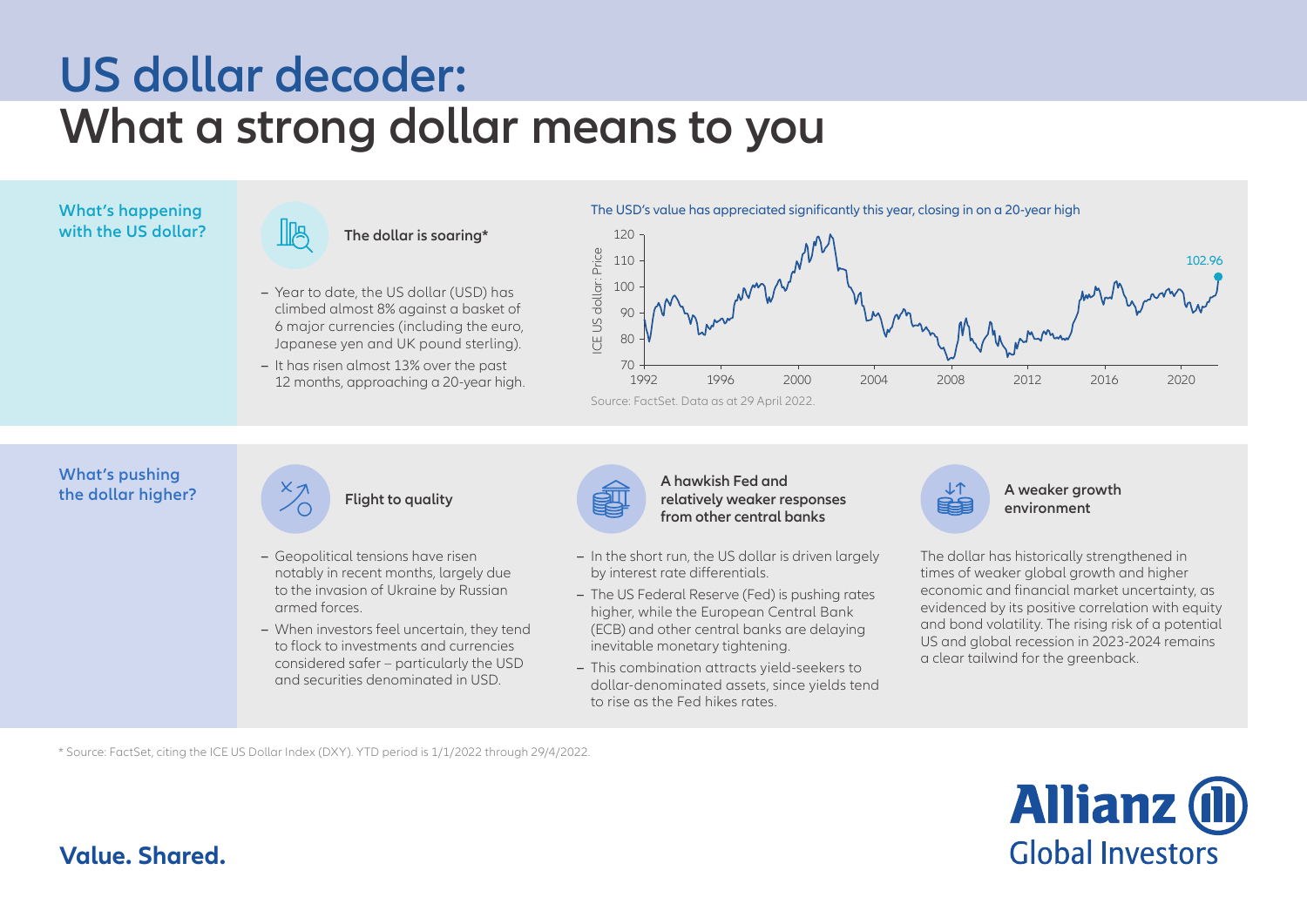# US dollar decoder:
# What a strong dollar means to you

## What's happening with the US dollar?

### The dollar is soaring*

- Year to date, the US dollar (USD) has climbed almost 8% against a basket of 6 major currencies (including the euro, Japanese yen and UK pound sterling).
- It has risen almost 13% over the past 12 months, approaching a 20-year high.

The USD's value has appreciated significantly this year, closing in on a 20-year high

Source: FactSet. Data as at 29 April 2022.

## What's pushing the dollar higher?

### Flight to quality

- Geopolitical tensions have risen notably in recent months, largely due to the invasion of Ukraine by Russian armed forces.
- When investors feel uncertain, they tend to flock to investments and currencies considered safer – particularly the USD and securities denominated in USD.

### A hawkish Fed and relatively weaker responses from other central banks

- In the short run, the US dollar is driven largely by interest rate differentials.
- The US Federal Reserve (Fed) is pushing rates higher, while the European Central Bank (ECB) and other central banks are delaying inevitable monetary tightening.
- This combination attracts yield-seekers to dollar-denominated assets, since yields tend to rise as the Fed hikes rates.

### A weaker growth environment

The dollar has historically strengthened in times of weaker global growth and higher economic and financial market uncertainty, as evidenced by its positive correlation with equity and bond volatility. The rising risk of a potential US and global recession in 2023-2024 remains a clear tailwind for the greenback.

* Source: FactSet, citing the ICE US Dollar Index (DXY). YTD period is 1/1/2022 through 29/4/2022.

**Value. Shared.**

Allianz Global Investors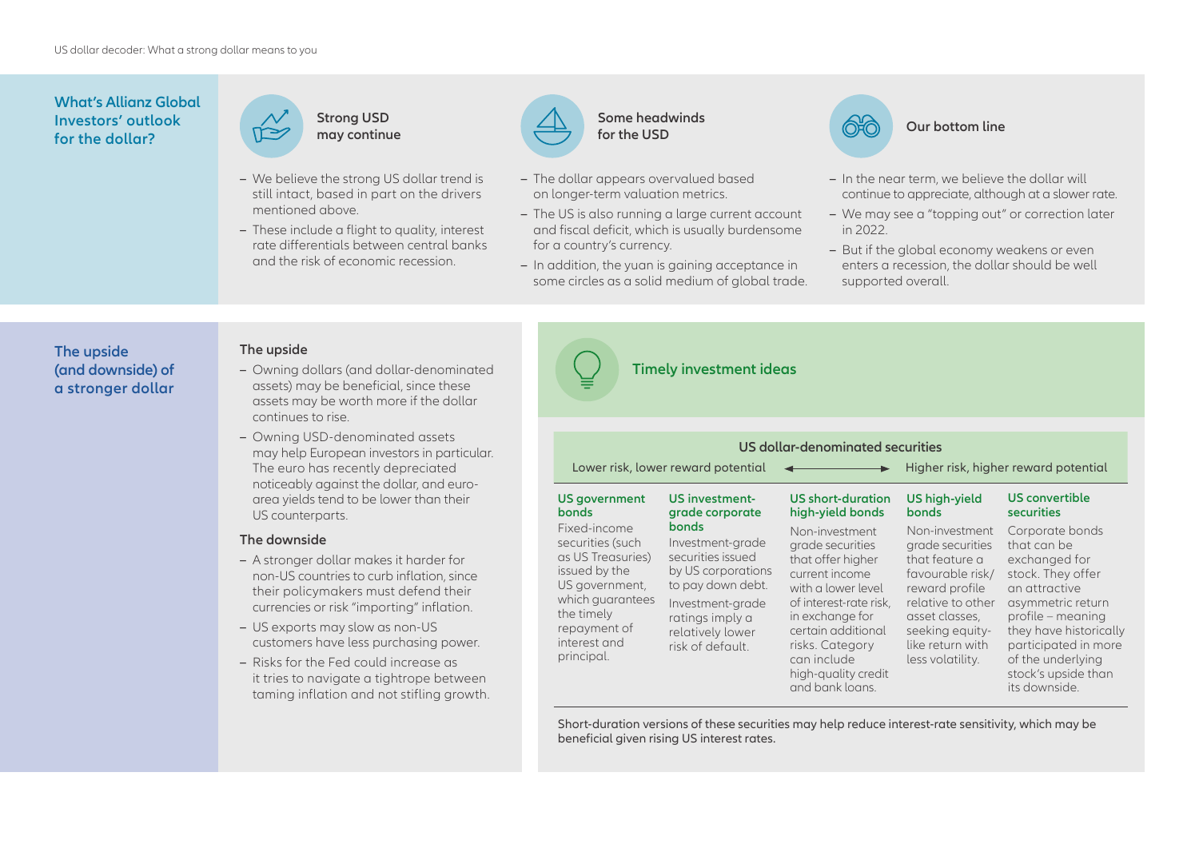## What's Allianz Global Investors' outlook for the dollar?

### Strong USD may continue

- We believe the strong US dollar trend is still intact, based in part on the drivers mentioned above.
- These include a flight to quality, interest rate differentials between central banks and the risk of economic recession.

### Some headwinds for the USD

- The dollar appears overvalued based on longer-term valuation metrics.
- The US is also running a large current account and fiscal deficit, which is usually burdensome for a country's currency.
- In addition, the yuan is gaining acceptance in some circles as a solid medium of global trade.

### Our bottom line

- In the near term, we believe the dollar will continue to appreciate, although at a slower rate.
- We may see a "topping out" or correction later in 2022.
- But if the global economy weakens or even enters a recession, the dollar should be well supported overall.

## The upside (and downside) of a stronger dollar

### The upside

- Owning dollars (and dollar-denominated assets) may be beneficial, since these assets may be worth more if the dollar continues to rise.
- Owning USD-denominated assets may help European investors in particular. The euro has recently depreciated noticeably against the dollar, and euro-area yields tend to be lower than their US counterparts.

### The downside

- A stronger dollar makes it harder for non-US countries to curb inflation, since their policymakers must defend their currencies or risk "importing" inflation.
- US exports may slow as non-US customers have less purchasing power.
- Risks for the Fed could increase as it tries to navigate a tightrope between taming inflation and not stifling growth.

## Timely investment ideas

**US dollar-denominated securities**

Lower risk, lower reward potential ◄———► Higher risk, higher reward potential

| US government bonds | US investment-grade corporate bonds | US short-duration high-yield bonds | US high-yield bonds | US convertible securities |
|---|---|---|---|---|
| Fixed-income securities (such as US Treasuries) issued by the US government, which guarantees the timely repayment of interest and principal. | Investment-grade securities issued by US corporations to pay down debt. Investment-grade ratings imply a relatively lower risk of default. | Non-investment grade securities that offer higher current income with a lower level of interest-rate risk, in exchange for certain additional risks. Category can include high-quality credit and bank loans. | Non-investment grade securities that feature a favourable risk/reward profile relative to other asset classes, seeking equity-like return with less volatility. | Corporate bonds that can be exchanged for stock. They offer an attractive asymmetric return profile – meaning they have historically participated in more of the underlying stock's upside than its downside. |

Short-duration versions of these securities may help reduce interest-rate sensitivity, which may be beneficial given rising US interest rates.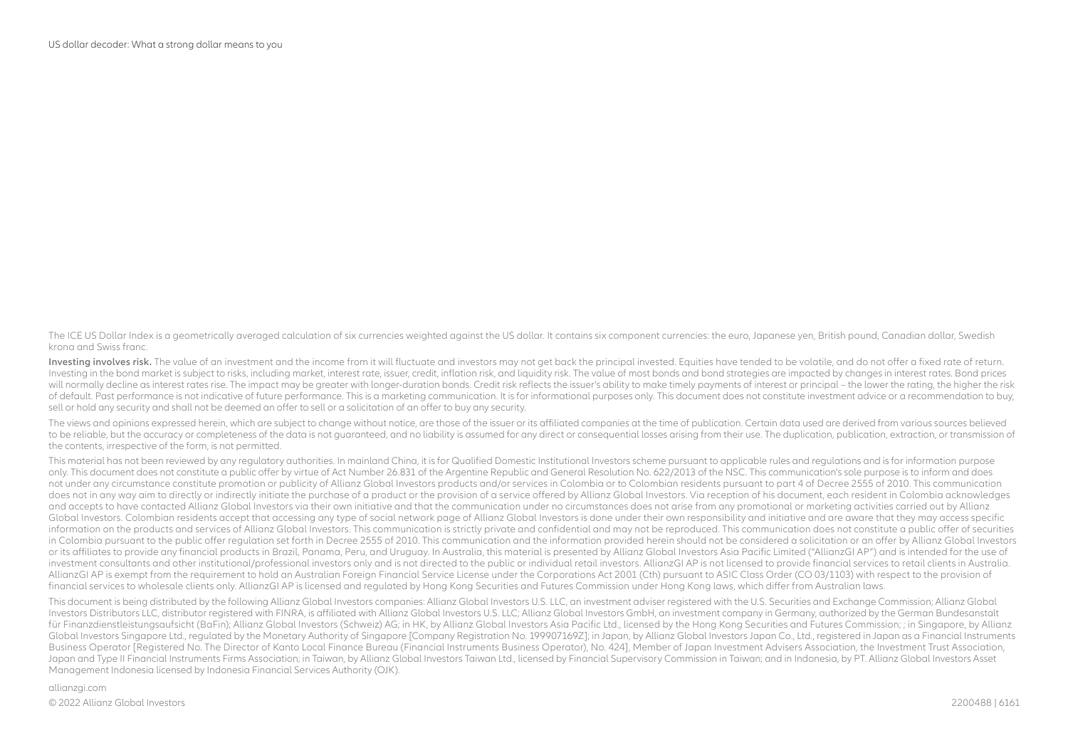The ICE US Dollar Index is a geometrically averaged calculation of six currencies weighted against the US dollar. It contains six component currencies: the euro, Japanese yen, British pound, Canadian dollar, Swedish krona and Swiss franc.

**Investing involves risk.** The value of an investment and the income from it will fluctuate and investors may not get back the principal invested. Equities have tended to be volatile, and do not offer a fixed rate of return. Investing in the bond market is subject to risks, including market, interest rate, issuer, credit, inflation risk, and liquidity risk. The value of most bonds and bond strategies are impacted by changes in interest rates. Bond prices will normally decline as interest rates rise. The impact may be greater with longer-duration bonds. Credit risk reflects the issuer's ability to make timely payments of interest or principal – the lower the rating, the higher the risk of default. Past performance is not indicative of future performance. This is a marketing communication. It is for informational purposes only. This document does not constitute investment advice or a recommendation to buy, sell or hold any security and shall not be deemed an offer to sell or a solicitation of an offer to buy any security.

The views and opinions expressed herein, which are subject to change without notice, are those of the issuer or its affiliated companies at the time of publication. Certain data used are derived from various sources believed to be reliable, but the accuracy or completeness of the data is not guaranteed, and no liability is assumed for any direct or consequential losses arising from their use. The duplication, publication, extraction, or transmission of the contents, irrespective of the form, is not permitted.

This material has not been reviewed by any regulatory authorities. In mainland China, it is for Qualified Domestic Institutional Investors scheme pursuant to applicable rules and regulations and is for information purpose only. This document does not constitute a public offer by virtue of Act Number 26.831 of the Argentine Republic and General Resolution No. 622/2013 of the NSC. This communication's sole purpose is to inform and does not under any circumstance constitute promotion or publicity of Allianz Global Investors products and/or services in Colombia or to Colombian residents pursuant to part 4 of Decree 2555 of 2010. This communication does not in any way aim to directly or indirectly initiate the purchase of a product or the provision of a service offered by Allianz Global Investors. Via reception of his document, each resident in Colombia acknowledges and accepts to have contacted Allianz Global Investors via their own initiative and that the communication under no circumstances does not arise from any promotional or marketing activities carried out by Allianz Global Investors. Colombian residents accept that accessing any type of social network page of Allianz Global Investors is done under their own responsibility and initiative and are aware that they may access specific information on the products and services of Allianz Global Investors. This communication is strictly private and confidential and may not be reproduced. This communication does not constitute a public offer of securities in Colombia pursuant to the public offer regulation set forth in Decree 2555 of 2010. This communication and the information provided herein should not be considered a solicitation or an offer by Allianz Global Investors or its affiliates to provide any financial products in Brazil, Panama, Peru, and Uruguay. In Australia, this material is presented by Allianz Global Investors Asia Pacific Limited ("AllianzGI AP") and is intended for the use of investment consultants and other institutional/professional investors only and is not directed to the public or individual retail investors. AllianzGI AP is not licensed to provide financial services to retail clients in Australia. AllianzGI AP is exempt from the requirement to hold an Australian Foreign Financial Service License under the Corporations Act 2001 (Cth) pursuant to ASIC Class Order (CO 03/1103) with respect to the provision of financial services to wholesale clients only. AllianzGI AP is licensed and regulated by Hong Kong Securities and Futures Commission under Hong Kong laws, which differ from Australian laws.

This document is being distributed by the following Allianz Global Investors companies: Allianz Global Investors U.S. LLC, an investment adviser registered with the U.S. Securities and Exchange Commission; Allianz Global Investors Distributors LLC, distributor registered with FINRA, is affiliated with Allianz Global Investors U.S. LLC; Allianz Global Investors GmbH, an investment company in Germany, authorized by the German Bundesanstalt für Finanzdienstleistungsaufsicht (BaFin); Allianz Global Investors (Schweiz) AG; in HK, by Allianz Global Investors Asia Pacific Ltd., licensed by the Hong Kong Securities and Futures Commission; ; in Singapore, by Allianz Global Investors Singapore Ltd., regulated by the Monetary Authority of Singapore [Company Registration No. 199907169Z]; in Japan, by Allianz Global Investors Japan Co., Ltd., registered in Japan as a Financial Instruments Business Operator [Registered No. The Director of Kanto Local Finance Bureau (Financial Instruments Business Operator), No. 424], Member of Japan Investment Advisers Association, the Investment Trust Association, Japan and Type II Financial Instruments Firms Association; in Taiwan, by Allianz Global Investors Taiwan Ltd., licensed by Financial Supervisory Commission in Taiwan; and in Indonesia, by PT. Allianz Global Investors Asset Management Indonesia licensed by Indonesia Financial Services Authority (OJK).

allianzgi.com

© 2022 Allianz Global Investors

2200488 | 6161